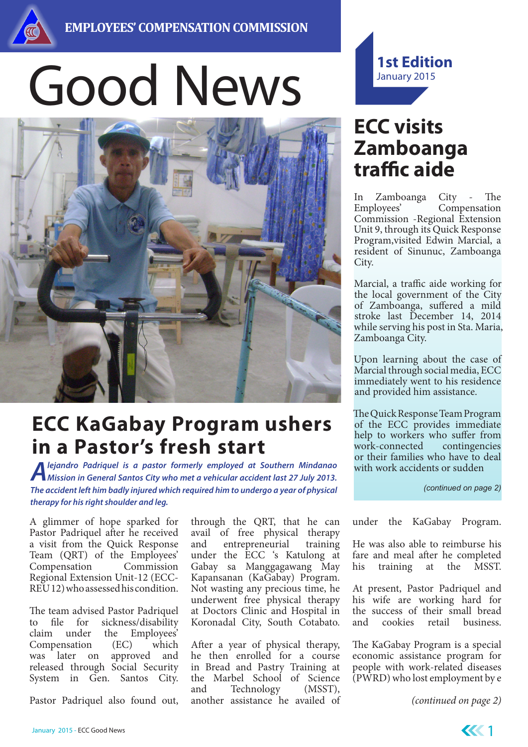EMPLOYEES' COMPENSATION COMMISSION

# Good News

**1st Edition**
January 2015

## ECC KaGabay Program ushers in a Pastor's fresh start

***Alejandro Padriquel is a pastor formerly employed at Southern Mindanao Mission in General Santos City who met a vehicular accident last 27 July 2013. The accident left him badly injured which required him to undergo a year of physical therapy for his right shoulder and leg.***

A glimmer of hope sparked for Pastor Padriquel after he received a visit from the Quick Response Team (QRT) of the Employees' Compensation Commission Regional Extension Unit-12 (ECC-REU 12) who assessed his condition.

The team advised Pastor Padriquel to file for sickness/disability claim under the Employees' Compensation (EC) which was later on approved and released through Social Security System in Gen. Santos City.

Pastor Padriquel also found out, through the QRT, that he can avail of free physical therapy and entrepreneurial training under the ECC 's Katulong at Gabay sa Manggagawang May Kapansanan (KaGabay) Program. Not wasting any precious time, he underwent free physical therapy at Doctors Clinic and Hospital in Koronadal City, South Cotabato.

After a year of physical therapy, he then enrolled for a course in Bread and Pastry Training at the Marbel School of Science and Technology (MSST), another assistance he availed of under the KaGabay Program.

He was also able to reimburse his fare and meal after he completed his training at the MSST.

At present, Pastor Padriquel and his wife are working hard for the success of their small bread and cookies retail business.

The KaGabay Program is a special economic assistance program for people with work-related diseases (PWRD) who lost employment by e

*(continued on page 2)*

## ECC visits Zamboanga traffic aide

In Zamboanga City - The Employees' Compensation Commission -Regional Extension Unit 9, through its Quick Response Program,visited Edwin Marcial, a resident of Sinunuc, Zamboanga City.

Marcial, a traffic aide working for the local government of the City of Zamboanga, suffered a mild stroke last December 14, 2014 while serving his post in Sta. Maria, Zamboanga City.

Upon learning about the case of Marcial through social media, ECC immediately went to his residence and provided him assistance.

The Quick Response Team Program of the ECC provides immediate help to workers who suffer from work-connected contingencies or their families who have to deal with work accidents or sudden

*(continued on page 2)*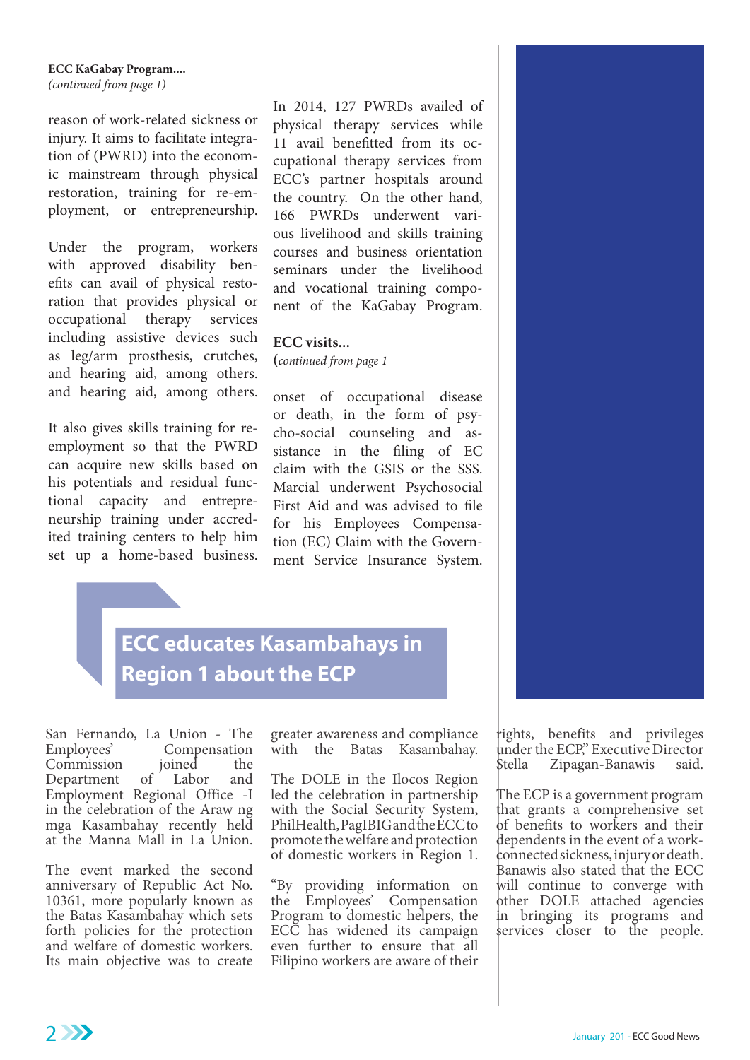**ECC KaGabay Program....**
*(continued from page 1)*

reason of work-related sickness or injury. It aims to facilitate integration of (PWRD) into the economic mainstream through physical restoration, training for re-employment, or entrepreneurship.

Under the program, workers with approved disability benefits can avail of physical restoration that provides physical or occupational therapy services including assistive devices such as leg/arm prosthesis, crutches, and hearing aid, among others. and hearing aid, among others.

It also gives skills training for re-employment so that the PWRD can acquire new skills based on his potentials and residual functional capacity and entrepreneurship training under accredited training centers to help him set up a home-based business.

In 2014, 127 PWRDs availed of physical therapy services while 11 avail benefitted from its occupational therapy services from ECC's partner hospitals around the country. On the other hand, 166 PWRDs underwent various livelihood and skills training courses and business orientation seminars under the livelihood and vocational training component of the KaGabay Program.

**ECC visits...**
(*continued from page 1*

onset of occupational disease or death, in the form of psycho-social counseling and assistance in the filing of EC claim with the GSIS or the SSS. Marcial underwent Psychosocial First Aid and was advised to file for his Employees Compensation (EC) Claim with the Government Service Insurance System.

## ECC educates Kasambahays in Region 1 about the ECP

San Fernando, La Union - The Employees' Compensation Commission joined the Department of Labor and Employment Regional Office -I in the celebration of the Araw ng mga Kasambahay recently held at the Manna Mall in La Union.

The event marked the second anniversary of Republic Act No. 10361, more popularly known as the Batas Kasambahay which sets forth policies for the protection and welfare of domestic workers. Its main objective was to create greater awareness and compliance with the Batas Kasambahay.

The DOLE in the Ilocos Region led the celebration in partnership with the Social Security System, PhilHealth, PagIBIG and the ECC to promote the welfare and protection of domestic workers in Region 1.

"By providing information on the Employees' Compensation Program to domestic helpers, the ECC has widened its campaign even further to ensure that all Filipino workers are aware of their rights, benefits and privileges under the ECP," Executive Director Stella Zipagan-Banawis said.

The ECP is a government program that grants a comprehensive set of benefits to workers and their dependents in the event of a work-connected sickness, injury or death. Banawis also stated that the ECC will continue to converge with other DOLE attached agencies in bringing its programs and services closer to the people.